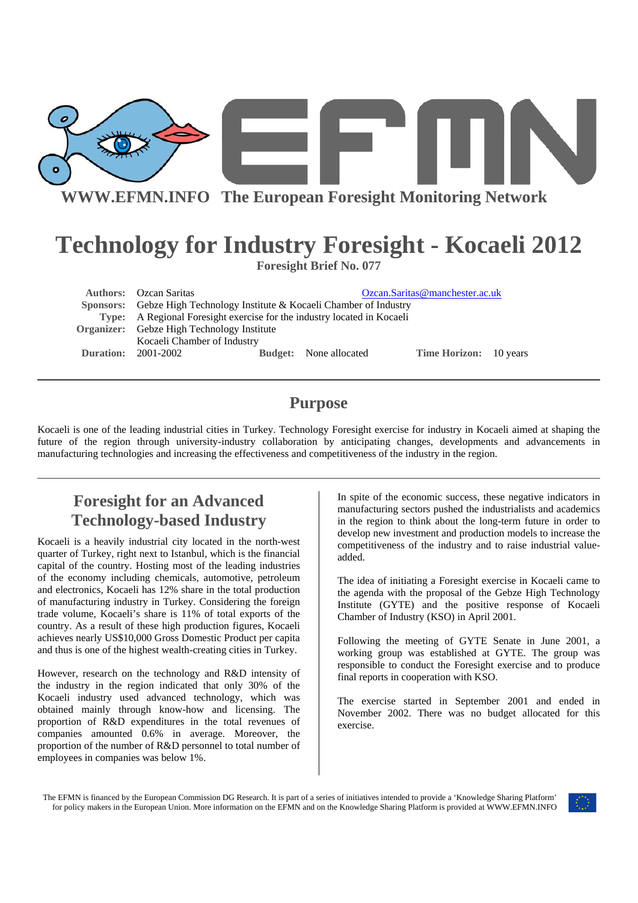WWW.EFMN.INFO The European Foresight Monitoring Network

# Technology for Industry Foresight - Kocaeli 2012

**Foresight Brief No. 077**

| | |
|---|---|
| **Authors:** | Ozcan Saritas — Ozcan.Saritas@manchester.ac.uk |
| **Sponsors:** | Gebze High Technology Institute & Kocaeli Chamber of Industry |
| **Type:** | A Regional Foresight exercise for the industry located in Kocaeli |
| **Organizer:** | Gebze High Technology Institute<br>Kocaeli Chamber of Industry |
| **Duration:** | 2001-2002 — **Budget:** None allocated — **Time Horizon:** 10 years |

## Purpose

Kocaeli is one of the leading industrial cities in Turkey. Technology Foresight exercise for industry in Kocaeli aimed at shaping the future of the region through university-industry collaboration by anticipating changes, developments and advancements in manufacturing technologies and increasing the effectiveness and competitiveness of the industry in the region.

## Foresight for an Advanced Technology-based Industry

Kocaeli is a heavily industrial city located in the north-west quarter of Turkey, right next to Istanbul, which is the financial capital of the country. Hosting most of the leading industries of the economy including chemicals, automotive, petroleum and electronics, Kocaeli has 12% share in the total production of manufacturing industry in Turkey. Considering the foreign trade volume, Kocaeli's share is 11% of total exports of the country. As a result of these high production figures, Kocaeli achieves nearly US$10,000 Gross Domestic Product per capita and thus is one of the highest wealth-creating cities in Turkey.

However, research on the technology and R&D intensity of the industry in the region indicated that only 30% of the Kocaeli industry used advanced technology, which was obtained mainly through know-how and licensing. The proportion of R&D expenditures in the total revenues of companies amounted 0.6% in average. Moreover, the proportion of the number of R&D personnel to total number of employees in companies was below 1%.

In spite of the economic success, these negative indicators in manufacturing sectors pushed the industrialists and academics in the region to think about the long-term future in order to develop new investment and production models to increase the competitiveness of the industry and to raise industrial value-added.

The idea of initiating a Foresight exercise in Kocaeli came to the agenda with the proposal of the Gebze High Technology Institute (GYTE) and the positive response of Kocaeli Chamber of Industry (KSO) in April 2001.

Following the meeting of GYTE Senate in June 2001, a working group was established at GYTE. The group was responsible to conduct the Foresight exercise and to produce final reports in cooperation with KSO.

The exercise started in September 2001 and ended in November 2002. There was no budget allocated for this exercise.

The EFMN is financed by the European Commission DG Research. It is part of a series of initiatives intended to provide a 'Knowledge Sharing Platform' for policy makers in the European Union. More information on the EFMN and on the Knowledge Sharing Platform is provided at WWW.EFMN.INFO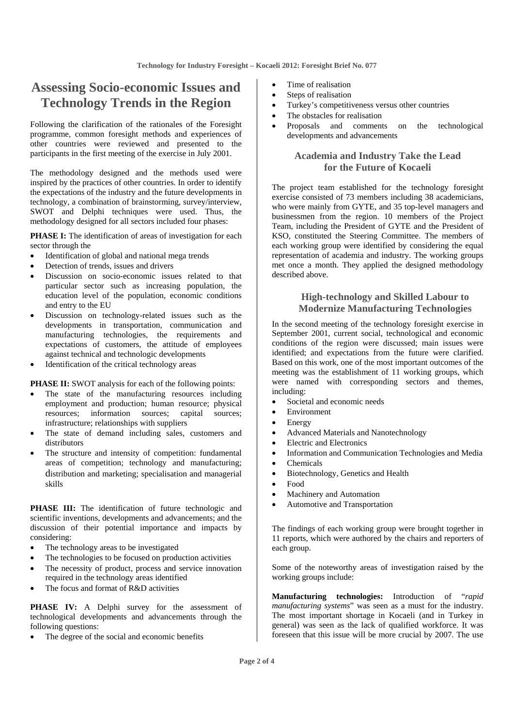## Assessing Socio-economic Issues and Technology Trends in the Region

Following the clarification of the rationales of the Foresight programme, common foresight methods and experiences of other countries were reviewed and presented to the participants in the first meeting of the exercise in July 2001.

The methodology designed and the methods used were inspired by the practices of other countries. In order to identify the expectations of the industry and the future developments in technology, a combination of brainstorming, survey/interview, SWOT and Delphi techniques were used. Thus, the methodology designed for all sectors included four phases:

**PHASE I:** The identification of areas of investigation for each sector through the

- Identification of global and national mega trends
- Detection of trends, issues and drivers
- Discussion on socio-economic issues related to that particular sector such as increasing population, the education level of the population, economic conditions and entry to the EU
- Discussion on technology-related issues such as the developments in transportation, communication and manufacturing technologies, the requirements and expectations of customers, the attitude of employees against technical and technologic developments
- Identification of the critical technology areas

**PHASE II:** SWOT analysis for each of the following points:

- The state of the manufacturing resources including employment and production; human resource; physical resources; information sources; capital sources; infrastructure; relationships with suppliers
- The state of demand including sales, customers and distributors
- The structure and intensity of competition: fundamental areas of competition; technology and manufacturing; distribution and marketing; specialisation and managerial skills

**PHASE III:** The identification of future technologic and scientific inventions, developments and advancements; and the discussion of their potential importance and impacts by considering:

- The technology areas to be investigated
- The technologies to be focused on production activities
- The necessity of product, process and service innovation required in the technology areas identified
- The focus and format of R&D activities

**PHASE IV:** A Delphi survey for the assessment of technological developments and advancements through the following questions:

- The degree of the social and economic benefits
- Time of realisation
- Steps of realisation
- Turkey's competitiveness versus other countries
- The obstacles for realisation
- Proposals and comments on the technological developments and advancements

### Academia and Industry Take the Lead for the Future of Kocaeli

The project team established for the technology foresight exercise consisted of 73 members including 38 academicians, who were mainly from GYTE, and 35 top-level managers and businessmen from the region. 10 members of the Project Team, including the President of GYTE and the President of KSO, constituted the Steering Committee. The members of each working group were identified by considering the equal representation of academia and industry. The working groups met once a month. They applied the designed methodology described above.

### High-technology and Skilled Labour to Modernize Manufacturing Technologies

In the second meeting of the technology foresight exercise in September 2001, current social, technological and economic conditions of the region were discussed; main issues were identified; and expectations from the future were clarified. Based on this work, one of the most important outcomes of the meeting was the establishment of 11 working groups, which were named with corresponding sectors and themes, including:

- Societal and economic needs
- Environment
- Energy
- Advanced Materials and Nanotechnology
- Electric and Electronics
- Information and Communication Technologies and Media
- Chemicals
- Biotechnology, Genetics and Health
- Food
- Machinery and Automation
- Automotive and Transportation

The findings of each working group were brought together in 11 reports, which were authored by the chairs and reporters of each group.

Some of the noteworthy areas of investigation raised by the working groups include:

**Manufacturing technologies:** Introduction of "*rapid manufacturing systems*" was seen as a must for the industry. The most important shortage in Kocaeli (and in Turkey in general) was seen as the lack of qualified workforce. It was foreseen that this issue will be more crucial by 2007. The use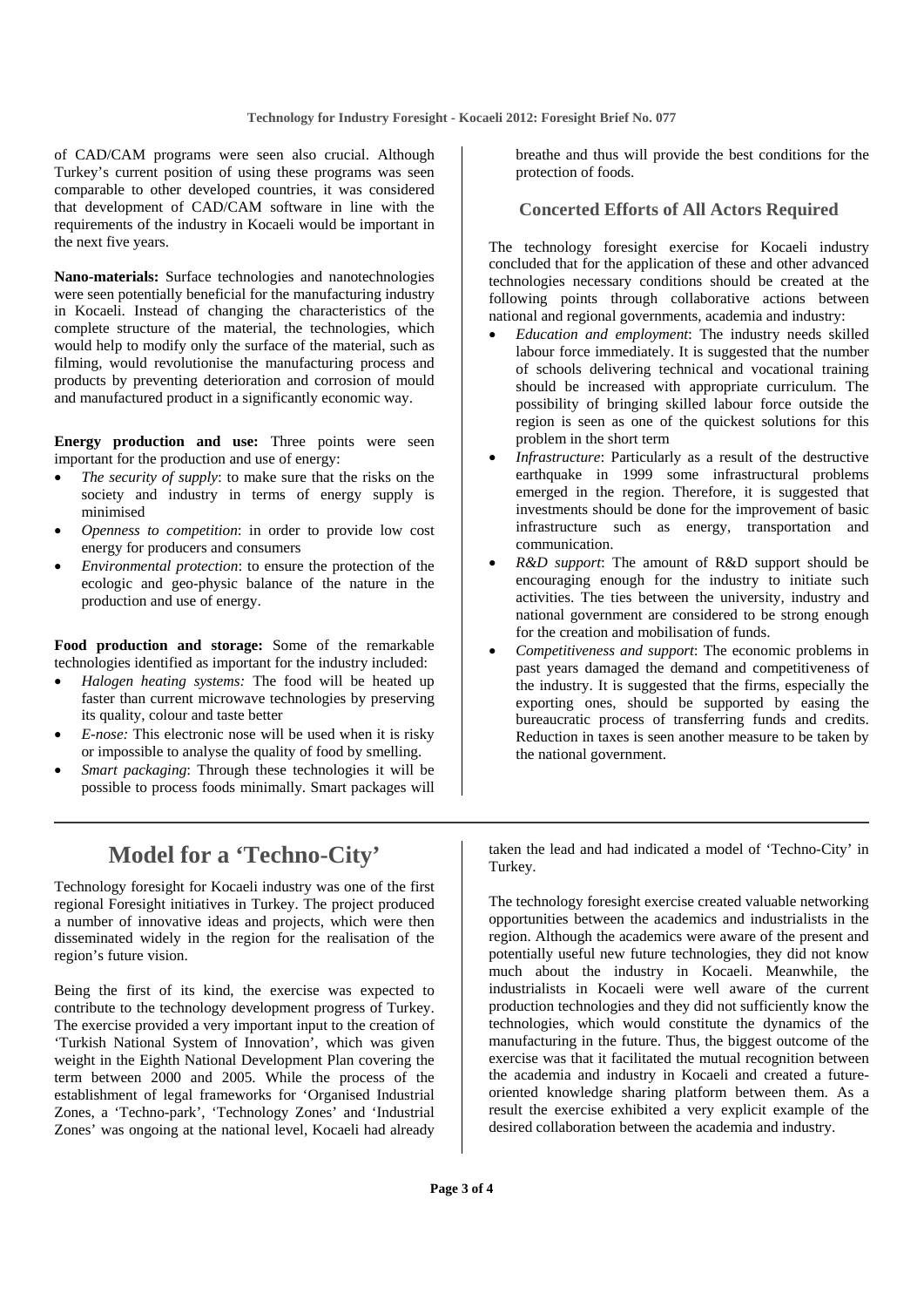of CAD/CAM programs were seen also crucial. Although Turkey's current position of using these programs was seen comparable to other developed countries, it was considered that development of CAD/CAM software in line with the requirements of the industry in Kocaeli would be important in the next five years.

**Nano-materials:** Surface technologies and nanotechnologies were seen potentially beneficial for the manufacturing industry in Kocaeli. Instead of changing the characteristics of the complete structure of the material, the technologies, which would help to modify only the surface of the material, such as filming, would revolutionise the manufacturing process and products by preventing deterioration and corrosion of mould and manufactured product in a significantly economic way.

**Energy production and use:** Three points were seen important for the production and use of energy:

- *The security of supply*: to make sure that the risks on the society and industry in terms of energy supply is minimised
- *Openness to competition*: in order to provide low cost energy for producers and consumers
- *Environmental protection*: to ensure the protection of the ecologic and geo-physic balance of the nature in the production and use of energy.

**Food production and storage:** Some of the remarkable technologies identified as important for the industry included:

- *Halogen heating systems:* The food will be heated up faster than current microwave technologies by preserving its quality, colour and taste better
- *E-nose:* This electronic nose will be used when it is risky or impossible to analyse the quality of food by smelling.
- *Smart packaging*: Through these technologies it will be possible to process foods minimally. Smart packages will breathe and thus will provide the best conditions for the protection of foods.

### Concerted Efforts of All Actors Required

The technology foresight exercise for Kocaeli industry concluded that for the application of these and other advanced technologies necessary conditions should be created at the following points through collaborative actions between national and regional governments, academia and industry:

- *Education and employment*: The industry needs skilled labour force immediately. It is suggested that the number of schools delivering technical and vocational training should be increased with appropriate curriculum. The possibility of bringing skilled labour force outside the region is seen as one of the quickest solutions for this problem in the short term
- *Infrastructure*: Particularly as a result of the destructive earthquake in 1999 some infrastructural problems emerged in the region. Therefore, it is suggested that investments should be done for the improvement of basic infrastructure such as energy, transportation and communication.
- *R&D support*: The amount of R&D support should be encouraging enough for the industry to initiate such activities. The ties between the university, industry and national government are considered to be strong enough for the creation and mobilisation of funds.
- *Competitiveness and support*: The economic problems in past years damaged the demand and competitiveness of the industry. It is suggested that the firms, especially the exporting ones, should be supported by easing the bureaucratic process of transferring funds and credits. Reduction in taxes is seen another measure to be taken by the national government.

## Model for a 'Techno-City'

Technology foresight for Kocaeli industry was one of the first regional Foresight initiatives in Turkey. The project produced a number of innovative ideas and projects, which were then disseminated widely in the region for the realisation of the region's future vision.

Being the first of its kind, the exercise was expected to contribute to the technology development progress of Turkey. The exercise provided a very important input to the creation of 'Turkish National System of Innovation', which was given weight in the Eighth National Development Plan covering the term between 2000 and 2005. While the process of the establishment of legal frameworks for 'Organised Industrial Zones, a 'Techno-park', 'Technology Zones' and 'Industrial Zones' was ongoing at the national level, Kocaeli had already taken the lead and had indicated a model of 'Techno-City' in Turkey.

The technology foresight exercise created valuable networking opportunities between the academics and industrialists in the region. Although the academics were aware of the present and potentially useful new future technologies, they did not know much about the industry in Kocaeli. Meanwhile, the industrialists in Kocaeli were well aware of the current production technologies and they did not sufficiently know the technologies, which would constitute the dynamics of the manufacturing in the future. Thus, the biggest outcome of the exercise was that it facilitated the mutual recognition between the academia and industry in Kocaeli and created a future-oriented knowledge sharing platform between them. As a result the exercise exhibited a very explicit example of the desired collaboration between the academia and industry.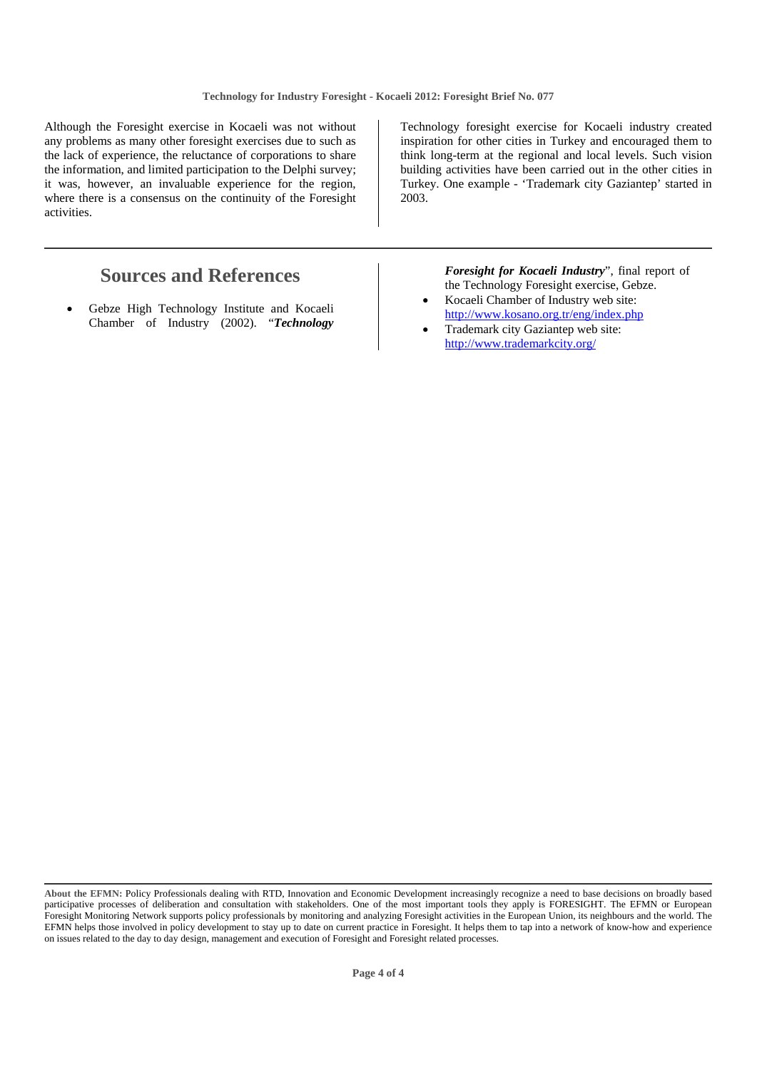Although the Foresight exercise in Kocaeli was not without any problems as many other foresight exercises due to such as the lack of experience, the reluctance of corporations to share the information, and limited participation to the Delphi survey; it was, however, an invaluable experience for the region, where there is a consensus on the continuity of the Foresight activities.

Technology foresight exercise for Kocaeli industry created inspiration for other cities in Turkey and encouraged them to think long-term at the regional and local levels. Such vision building activities have been carried out in the other cities in Turkey. One example - 'Trademark city Gaziantep' started in 2003.

## Sources and References

- Gebze High Technology Institute and Kocaeli Chamber of Industry (2002). "***Technology Foresight for Kocaeli Industry***", final report of the Technology Foresight exercise, Gebze.
- Kocaeli Chamber of Industry web site: http://www.kosano.org.tr/eng/index.php
- Trademark city Gaziantep web site: http://www.trademarkcity.org/

**About the EFMN:** Policy Professionals dealing with RTD, Innovation and Economic Development increasingly recognize a need to base decisions on broadly based participative processes of deliberation and consultation with stakeholders. One of the most important tools they apply is FORESIGHT. The EFMN or European Foresight Monitoring Network supports policy professionals by monitoring and analyzing Foresight activities in the European Union, its neighbours and the world. The EFMN helps those involved in policy development to stay up to date on current practice in Foresight. It helps them to tap into a network of know-how and experience on issues related to the day to day design, management and execution of Foresight and Foresight related processes.